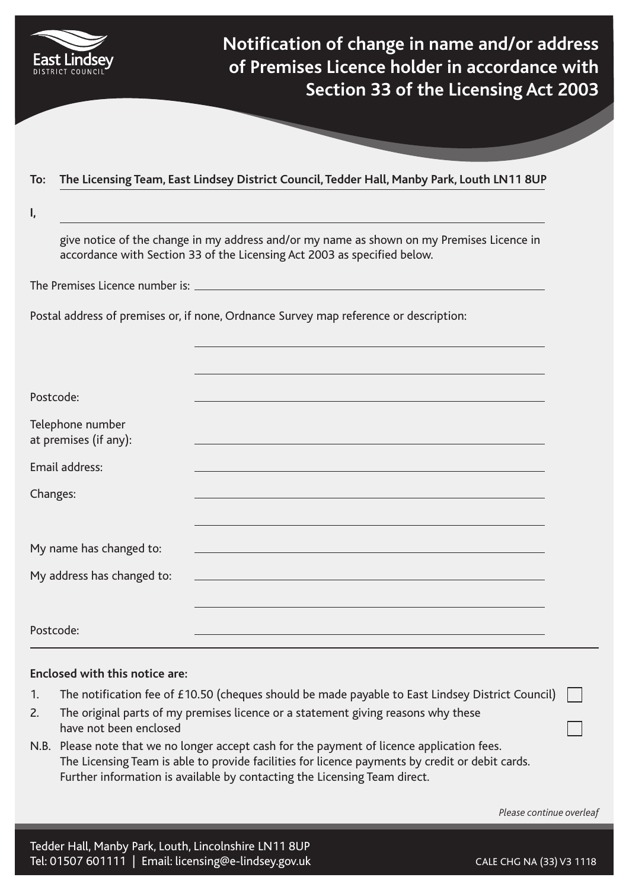East Lindsey
DISTRICT COUNCIL

# Notification of change in name and/or address of Premises Licence holder in accordance with Section 33 of the Licensing Act 2003

**To: The Licensing Team, East Lindsey District Council, Tedder Hall, Manby Park, Louth LN11 8UP**

I, \_\_\_\_\_\_\_\_\_\_\_\_\_\_\_\_\_\_\_\_\_\_\_\_\_\_\_\_\_\_\_\_\_\_\_\_\_\_\_\_

give notice of the change in my address and/or my name as shown on my Premises Licence in accordance with Section 33 of the Licensing Act 2003 as specified below.

The Premises Licence number is: \_\_\_\_\_\_\_\_\_\_\_\_\_\_\_\_\_\_\_\_\_\_\_\_\_\_\_\_\_\_\_\_\_\_\_\_\_\_\_\_

Postal address of premises or, if none, Ordnance Survey map reference or description:

\_\_\_\_\_\_\_\_\_\_\_\_\_\_\_\_\_\_\_\_\_\_\_\_\_\_\_\_\_\_\_\_\_\_\_\_\_\_\_\_

\_\_\_\_\_\_\_\_\_\_\_\_\_\_\_\_\_\_\_\_\_\_\_\_\_\_\_\_\_\_\_\_\_\_\_\_\_\_\_\_

Postcode: \_\_\_\_\_\_\_\_\_\_\_\_\_\_\_\_\_\_\_\_\_\_\_\_\_\_\_\_\_\_\_\_\_\_\_\_\_\_\_\_

Telephone number at premises (if any): \_\_\_\_\_\_\_\_\_\_\_\_\_\_\_\_\_\_\_\_\_\_\_\_\_\_\_\_\_\_\_\_\_\_\_\_\_\_\_\_

Email address: \_\_\_\_\_\_\_\_\_\_\_\_\_\_\_\_\_\_\_\_\_\_\_\_\_\_\_\_\_\_\_\_\_\_\_\_\_\_\_\_

Changes: \_\_\_\_\_\_\_\_\_\_\_\_\_\_\_\_\_\_\_\_\_\_\_\_\_\_\_\_\_\_\_\_\_\_\_\_\_\_\_\_

\_\_\_\_\_\_\_\_\_\_\_\_\_\_\_\_\_\_\_\_\_\_\_\_\_\_\_\_\_\_\_\_\_\_\_\_\_\_\_\_

My name has changed to: \_\_\_\_\_\_\_\_\_\_\_\_\_\_\_\_\_\_\_\_\_\_\_\_\_\_\_\_\_\_\_\_\_\_\_\_\_\_\_\_

My address has changed to: \_\_\_\_\_\_\_\_\_\_\_\_\_\_\_\_\_\_\_\_\_\_\_\_\_\_\_\_\_\_\_\_\_\_\_\_\_\_\_\_

\_\_\_\_\_\_\_\_\_\_\_\_\_\_\_\_\_\_\_\_\_\_\_\_\_\_\_\_\_\_\_\_\_\_\_\_\_\_\_\_

Postcode: \_\_\_\_\_\_\_\_\_\_\_\_\_\_\_\_\_\_\_\_\_\_\_\_\_\_\_\_\_\_\_\_\_\_\_\_\_\_\_\_

---

**Enclosed with this notice are:**

1. The notification fee of £10.50 (cheques should be made payable to East Lindsey District Council) ☐
2. The original parts of my premises licence or a statement giving reasons why these have not been enclosed ☐

N.B. Please note that we no longer accept cash for the payment of licence application fees. The Licensing Team is able to provide facilities for licence payments by credit or debit cards. Further information is available by contacting the Licensing Team direct.

*Please continue overleaf*

Tedder Hall, Manby Park, Louth, Lincolnshire LN11 8UP
Tel: 01507 601111 | Email: licensing@e-lindsey.gov.uk

CALE CHG NA (33) V3 1118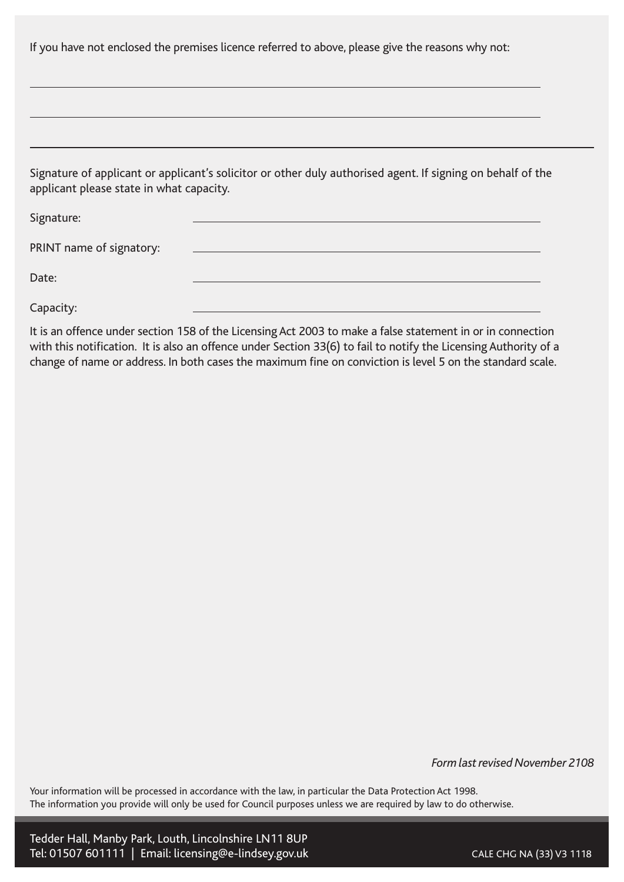If you have not enclosed the premises licence referred to above, please give the reasons why not:

\_\_\_\_\_\_\_\_\_\_\_\_\_\_\_\_\_\_\_\_\_\_\_\_\_\_\_\_\_\_\_\_\_\_\_\_\_\_\_\_\_\_\_\_\_\_\_\_\_\_\_\_\_\_\_\_\_\_\_\_

\_\_\_\_\_\_\_\_\_\_\_\_\_\_\_\_\_\_\_\_\_\_\_\_\_\_\_\_\_\_\_\_\_\_\_\_\_\_\_\_\_\_\_\_\_\_\_\_\_\_\_\_\_\_\_\_\_\_\_\_

---

Signature of applicant or applicant's solicitor or other duly authorised agent. If signing on behalf of the applicant please state in what capacity.

Signature: \_\_\_\_\_\_\_\_\_\_\_\_\_\_\_\_\_\_\_\_\_\_\_\_\_\_\_\_\_\_\_\_\_\_\_\_\_\_\_\_

PRINT name of signatory: \_\_\_\_\_\_\_\_\_\_\_\_\_\_\_\_\_\_\_\_\_\_\_\_\_\_\_\_\_\_\_\_\_\_\_\_\_\_\_\_

Date: \_\_\_\_\_\_\_\_\_\_\_\_\_\_\_\_\_\_\_\_\_\_\_\_\_\_\_\_\_\_\_\_\_\_\_\_\_\_\_\_

Capacity: \_\_\_\_\_\_\_\_\_\_\_\_\_\_\_\_\_\_\_\_\_\_\_\_\_\_\_\_\_\_\_\_\_\_\_\_\_\_\_\_

It is an offence under section 158 of the Licensing Act 2003 to make a false statement in or in connection with this notification. It is also an offence under Section 33(6) to fail to notify the Licensing Authority of a change of name or address. In both cases the maximum fine on conviction is level 5 on the standard scale.

*Form last revised November 2108*

Your information will be processed in accordance with the law, in particular the Data Protection Act 1998.
The information you provide will only be used for Council purposes unless we are required by law to do otherwise.

Tedder Hall, Manby Park, Louth, Lincolnshire LN11 8UP
Tel: 01507 601111 | Email: licensing@e-lindsey.gov.uk

CALE CHG NA (33) V3 1118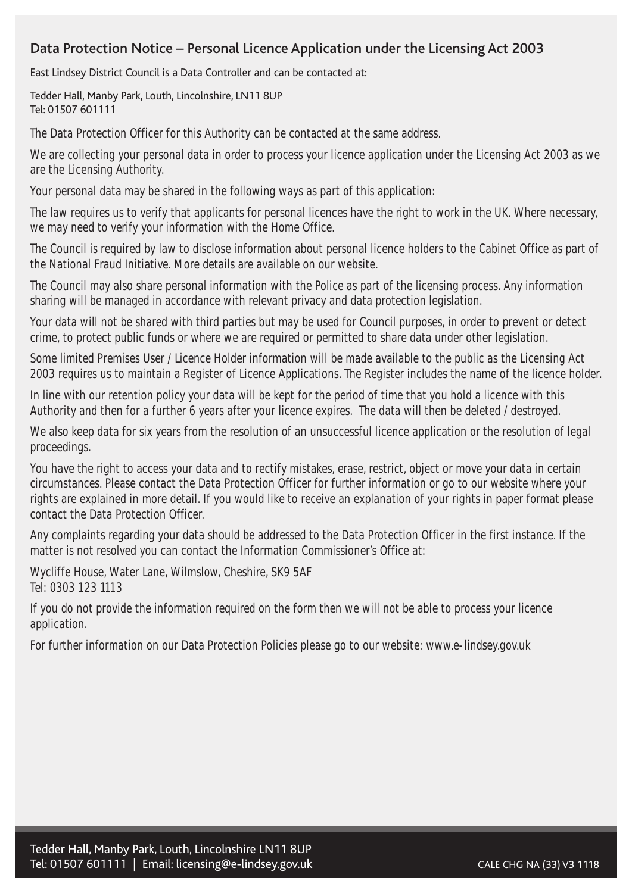## Data Protection Notice – Personal Licence Application under the Licensing Act 2003

East Lindsey District Council is a Data Controller and can be contacted at:

Tedder Hall, Manby Park, Louth, Lincolnshire, LN11 8UP
Tel: 01507 601111

The Data Protection Officer for this Authority can be contacted at the same address.

We are collecting your personal data in order to process your licence application under the Licensing Act 2003 as we are the Licensing Authority.

Your personal data may be shared in the following ways as part of this application:

The law requires us to verify that applicants for personal licences have the right to work in the UK. Where necessary, we may need to verify your information with the Home Office.

The Council is required by law to disclose information about personal licence holders to the Cabinet Office as part of the National Fraud Initiative. More details are available on our website.

The Council may also share personal information with the Police as part of the licensing process. Any information sharing will be managed in accordance with relevant privacy and data protection legislation.

Your data will not be shared with third parties but may be used for Council purposes, in order to prevent or detect crime, to protect public funds or where we are required or permitted to share data under other legislation.

Some limited Premises User / Licence Holder information will be made available to the public as the Licensing Act 2003 requires us to maintain a Register of Licence Applications. The Register includes the name of the licence holder.

In line with our retention policy your data will be kept for the period of time that you hold a licence with this Authority and then for a further 6 years after your licence expires. The data will then be deleted / destroyed.

We also keep data for six years from the resolution of an unsuccessful licence application or the resolution of legal proceedings.

You have the right to access your data and to rectify mistakes, erase, restrict, object or move your data in certain circumstances. Please contact the Data Protection Officer for further information or go to our website where your rights are explained in more detail. If you would like to receive an explanation of your rights in paper format please contact the Data Protection Officer.

Any complaints regarding your data should be addressed to the Data Protection Officer in the first instance. If the matter is not resolved you can contact the Information Commissioner's Office at:

Wycliffe House, Water Lane, Wilmslow, Cheshire, SK9 5AF
Tel: 0303 123 1113

If you do not provide the information required on the form then we will not be able to process your licence application.

For further information on our Data Protection Policies please go to our website: www.e-lindsey.gov.uk

Tedder Hall, Manby Park, Louth, Lincolnshire LN11 8UP
Tel: 01507 601111 | Email: licensing@e-lindsey.gov.uk

CALE CHG NA (33) V3 1118